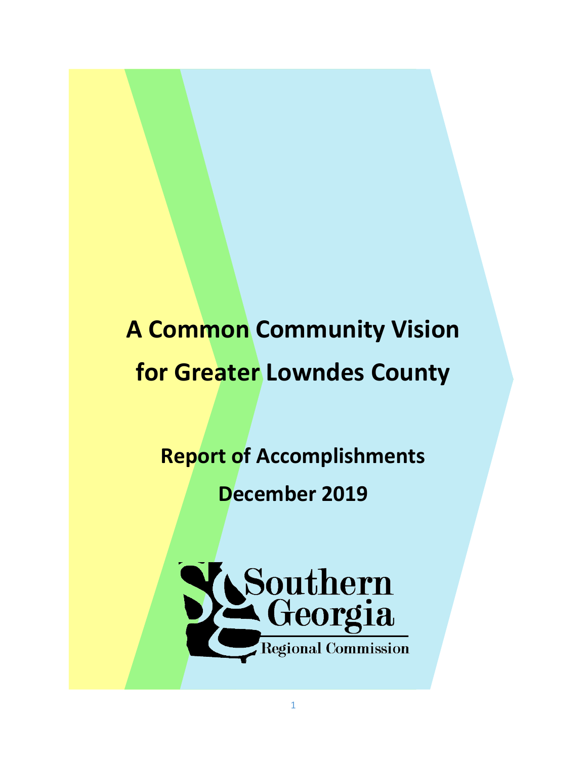# A Common Community Vision for Greater Lowndes County

## Report of Accomplishments

## December 2019

Southern Georgia Regional Commission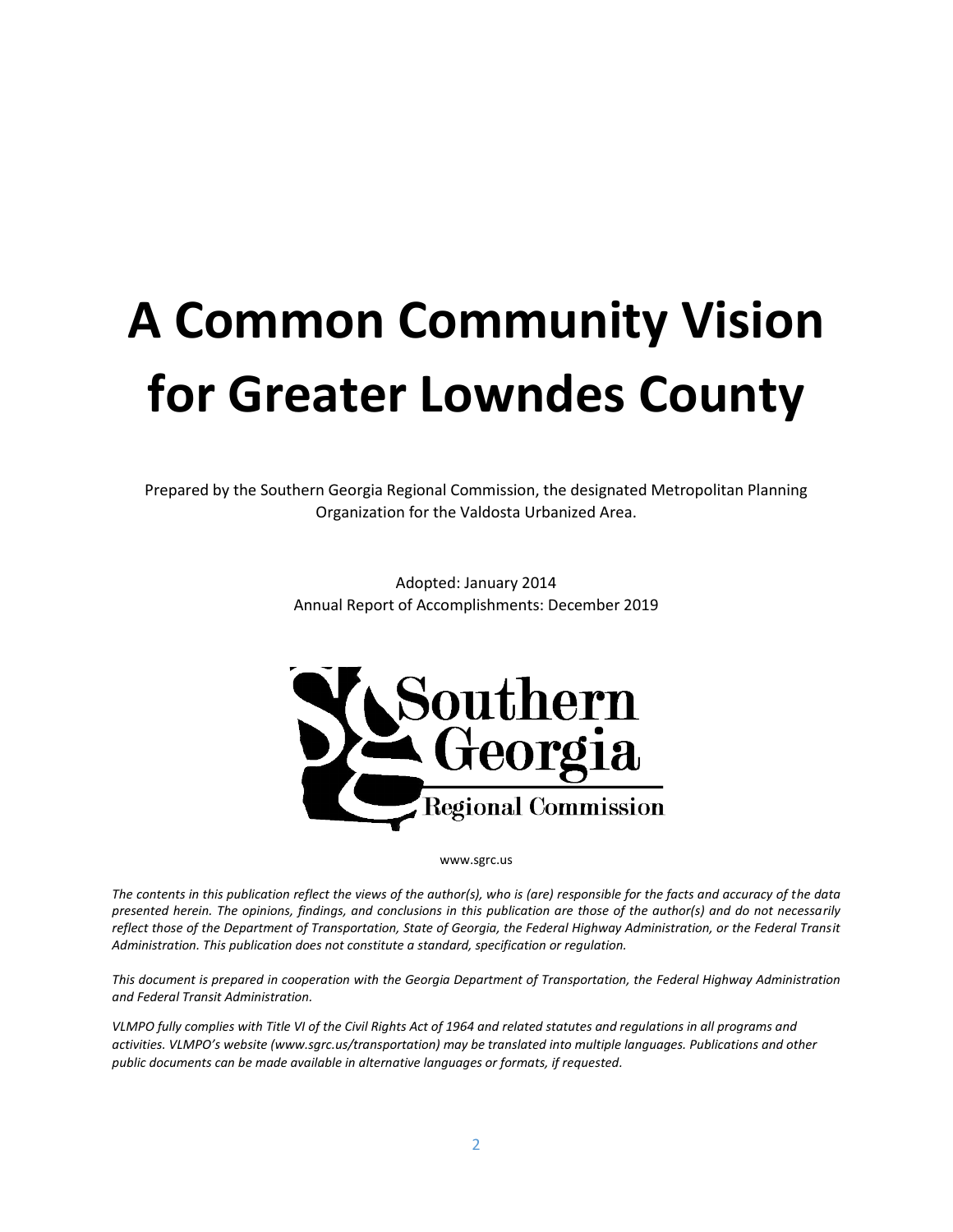# A Common Community Vision for Greater Lowndes County

Prepared by the Southern Georgia Regional Commission, the designated Metropolitan Planning Organization for the Valdosta Urbanized Area.

Adopted: January 2014
Annual Report of Accomplishments: December 2019

Southern Georgia Regional Commission

www.sgrc.us

*The contents in this publication reflect the views of the author(s), who is (are) responsible for the facts and accuracy of the data presented herein. The opinions, findings, and conclusions in this publication are those of the author(s) and do not necessarily reflect those of the Department of Transportation, State of Georgia, the Federal Highway Administration, or the Federal Transit Administration. This publication does not constitute a standard, specification or regulation.*

*This document is prepared in cooperation with the Georgia Department of Transportation, the Federal Highway Administration and Federal Transit Administration.*

*VLMPO fully complies with Title VI of the Civil Rights Act of 1964 and related statutes and regulations in all programs and activities. VLMPO's website (www.sgrc.us/transportation) may be translated into multiple languages. Publications and other public documents can be made available in alternative languages or formats, if requested.*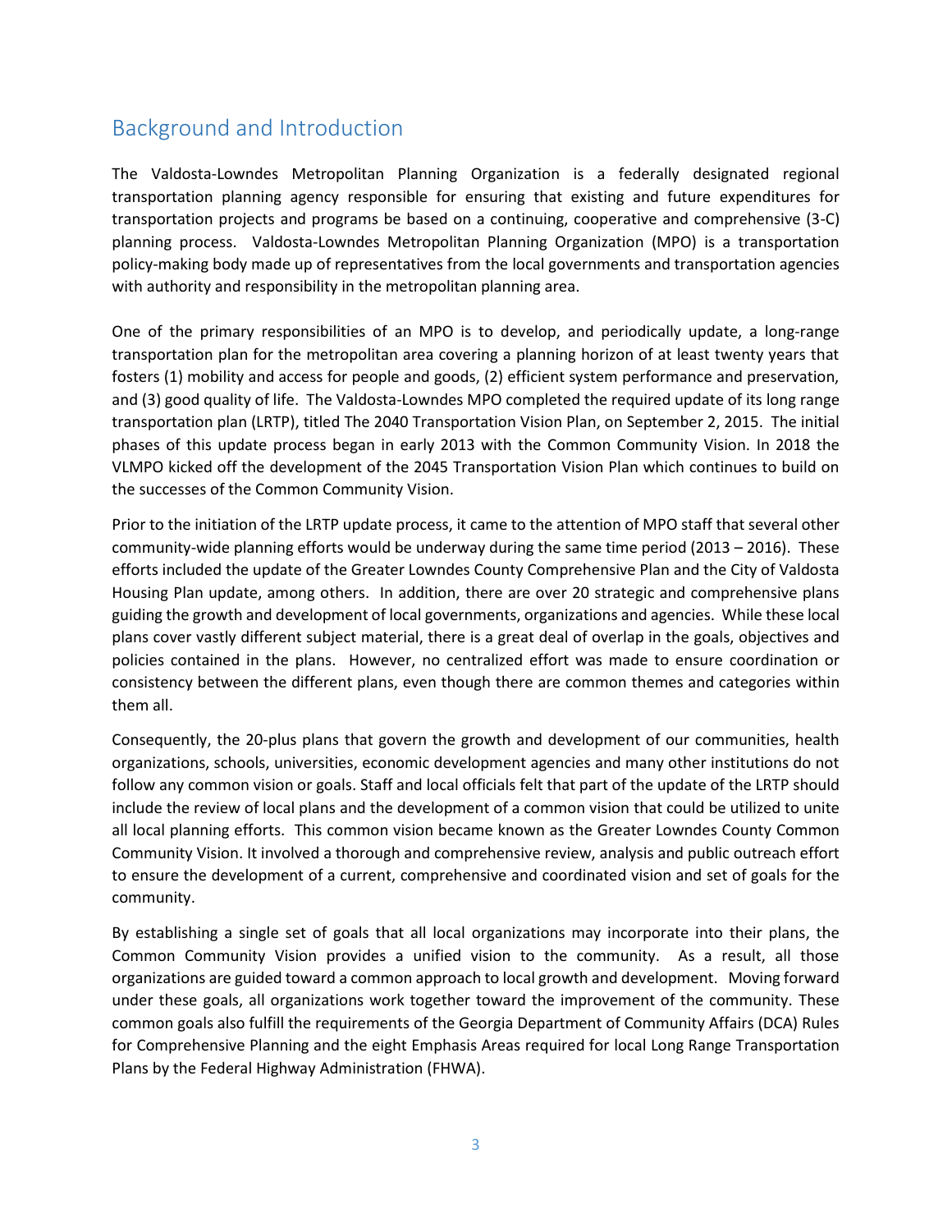## Background and Introduction

The Valdosta-Lowndes Metropolitan Planning Organization is a federally designated regional transportation planning agency responsible for ensuring that existing and future expenditures for transportation projects and programs be based on a continuing, cooperative and comprehensive (3-C) planning process. Valdosta-Lowndes Metropolitan Planning Organization (MPO) is a transportation policy-making body made up of representatives from the local governments and transportation agencies with authority and responsibility in the metropolitan planning area.

One of the primary responsibilities of an MPO is to develop, and periodically update, a long-range transportation plan for the metropolitan area covering a planning horizon of at least twenty years that fosters (1) mobility and access for people and goods, (2) efficient system performance and preservation, and (3) good quality of life. The Valdosta-Lowndes MPO completed the required update of its long range transportation plan (LRTP), titled The 2040 Transportation Vision Plan, on September 2, 2015. The initial phases of this update process began in early 2013 with the Common Community Vision. In 2018 the VLMPO kicked off the development of the 2045 Transportation Vision Plan which continues to build on the successes of the Common Community Vision.

Prior to the initiation of the LRTP update process, it came to the attention of MPO staff that several other community-wide planning efforts would be underway during the same time period (2013 – 2016). These efforts included the update of the Greater Lowndes County Comprehensive Plan and the City of Valdosta Housing Plan update, among others. In addition, there are over 20 strategic and comprehensive plans guiding the growth and development of local governments, organizations and agencies. While these local plans cover vastly different subject material, there is a great deal of overlap in the goals, objectives and policies contained in the plans. However, no centralized effort was made to ensure coordination or consistency between the different plans, even though there are common themes and categories within them all.

Consequently, the 20-plus plans that govern the growth and development of our communities, health organizations, schools, universities, economic development agencies and many other institutions do not follow any common vision or goals. Staff and local officials felt that part of the update of the LRTP should include the review of local plans and the development of a common vision that could be utilized to unite all local planning efforts. This common vision became known as the Greater Lowndes County Common Community Vision. It involved a thorough and comprehensive review, analysis and public outreach effort to ensure the development of a current, comprehensive and coordinated vision and set of goals for the community.

By establishing a single set of goals that all local organizations may incorporate into their plans, the Common Community Vision provides a unified vision to the community. As a result, all those organizations are guided toward a common approach to local growth and development. Moving forward under these goals, all organizations work together toward the improvement of the community. These common goals also fulfill the requirements of the Georgia Department of Community Affairs (DCA) Rules for Comprehensive Planning and the eight Emphasis Areas required for local Long Range Transportation Plans by the Federal Highway Administration (FHWA).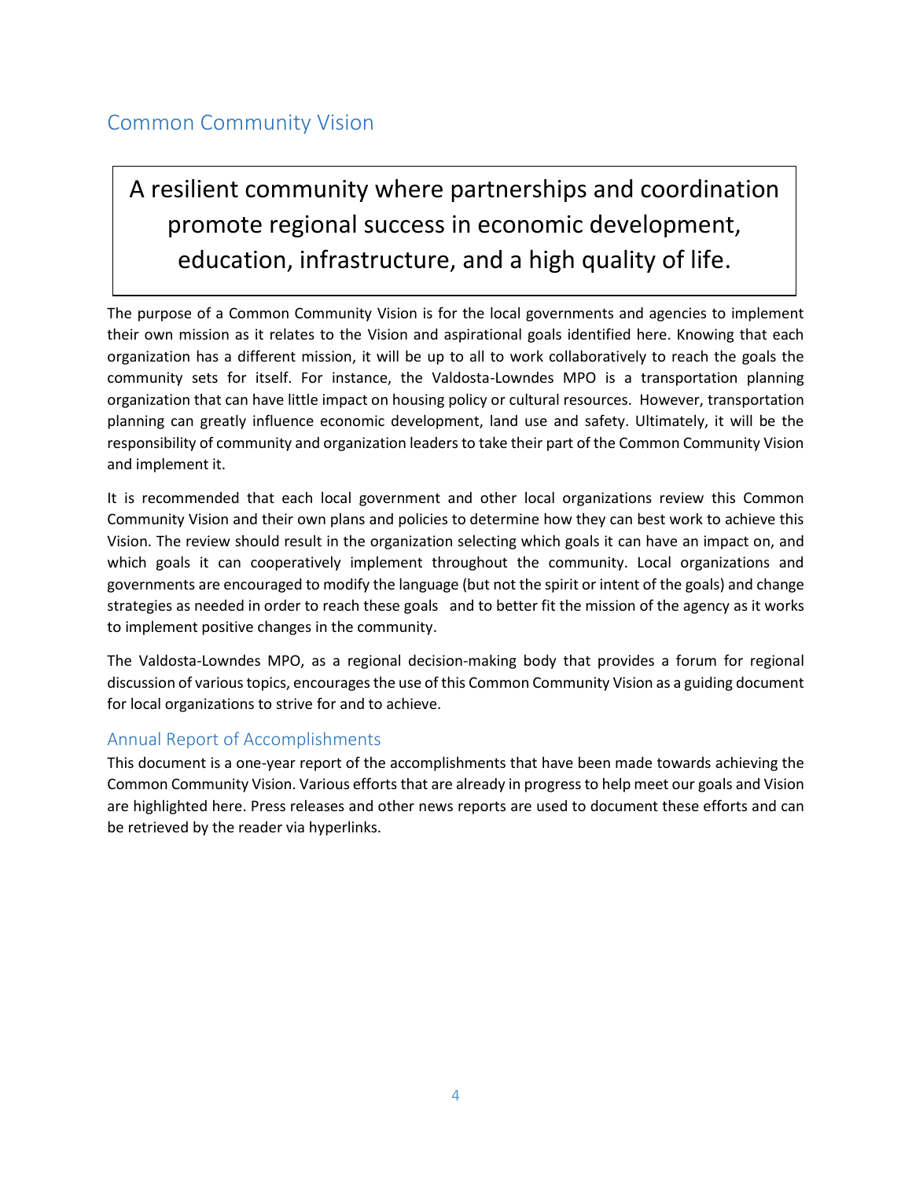# Common Community Vision

> A resilient community where partnerships and coordination promote regional success in economic development, education, infrastructure, and a high quality of life.

The purpose of a Common Community Vision is for the local governments and agencies to implement their own mission as it relates to the Vision and aspirational goals identified here. Knowing that each organization has a different mission, it will be up to all to work collaboratively to reach the goals the community sets for itself. For instance, the Valdosta-Lowndes MPO is a transportation planning organization that can have little impact on housing policy or cultural resources. However, transportation planning can greatly influence economic development, land use and safety. Ultimately, it will be the responsibility of community and organization leaders to take their part of the Common Community Vision and implement it.

It is recommended that each local government and other local organizations review this Common Community Vision and their own plans and policies to determine how they can best work to achieve this Vision. The review should result in the organization selecting which goals it can have an impact on, and which goals it can cooperatively implement throughout the community. Local organizations and governments are encouraged to modify the language (but not the spirit or intent of the goals) and change strategies as needed in order to reach these goals and to better fit the mission of the agency as it works to implement positive changes in the community.

The Valdosta-Lowndes MPO, as a regional decision-making body that provides a forum for regional discussion of various topics, encourages the use of this Common Community Vision as a guiding document for local organizations to strive for and to achieve.

## Annual Report of Accomplishments

This document is a one-year report of the accomplishments that have been made towards achieving the Common Community Vision. Various efforts that are already in progress to help meet our goals and Vision are highlighted here. Press releases and other news reports are used to document these efforts and can be retrieved by the reader via hyperlinks.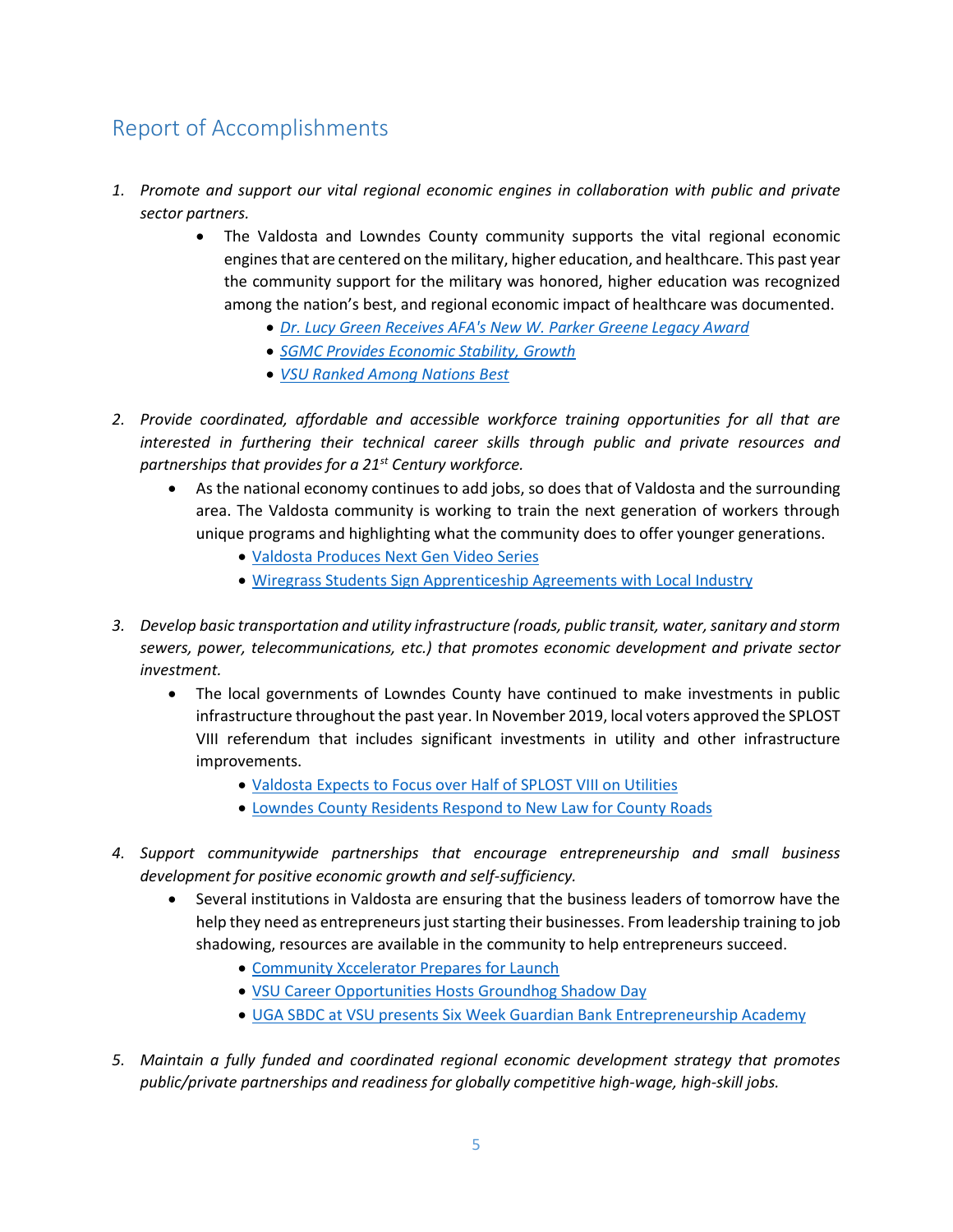## Report of Accomplishments

1. *Promote and support our vital regional economic engines in collaboration with public and private sector partners.*
    - The Valdosta and Lowndes County community supports the vital regional economic engines that are centered on the military, higher education, and healthcare. This past year the community support for the military was honored, higher education was recognized among the nation's best, and regional economic impact of healthcare was documented.
        - *Dr. Lucy Green Receives AFA's New W. Parker Greene Legacy Award*
        - *SGMC Provides Economic Stability, Growth*
        - *VSU Ranked Among Nations Best*

2. *Provide coordinated, affordable and accessible workforce training opportunities for all that are interested in furthering their technical career skills through public and private resources and partnerships that provides for a 21st Century workforce.*
    - As the national economy continues to add jobs, so does that of Valdosta and the surrounding area. The Valdosta community is working to train the next generation of workers through unique programs and highlighting what the community does to offer younger generations.
        - Valdosta Produces Next Gen Video Series
        - Wiregrass Students Sign Apprenticeship Agreements with Local Industry

3. *Develop basic transportation and utility infrastructure (roads, public transit, water, sanitary and storm sewers, power, telecommunications, etc.) that promotes economic development and private sector investment.*
    - The local governments of Lowndes County have continued to make investments in public infrastructure throughout the past year. In November 2019, local voters approved the SPLOST VIII referendum that includes significant investments in utility and other infrastructure improvements.
        - Valdosta Expects to Focus over Half of SPLOST VIII on Utilities
        - Lowndes County Residents Respond to New Law for County Roads

4. *Support communitywide partnerships that encourage entrepreneurship and small business development for positive economic growth and self-sufficiency.*
    - Several institutions in Valdosta are ensuring that the business leaders of tomorrow have the help they need as entrepreneurs just starting their businesses. From leadership training to job shadowing, resources are available in the community to help entrepreneurs succeed.
        - Community Xccelerator Prepares for Launch
        - VSU Career Opportunities Hosts Groundhog Shadow Day
        - UGA SBDC at VSU presents Six Week Guardian Bank Entrepreneurship Academy

5. *Maintain a fully funded and coordinated regional economic development strategy that promotes public/private partnerships and readiness for globally competitive high-wage, high-skill jobs.*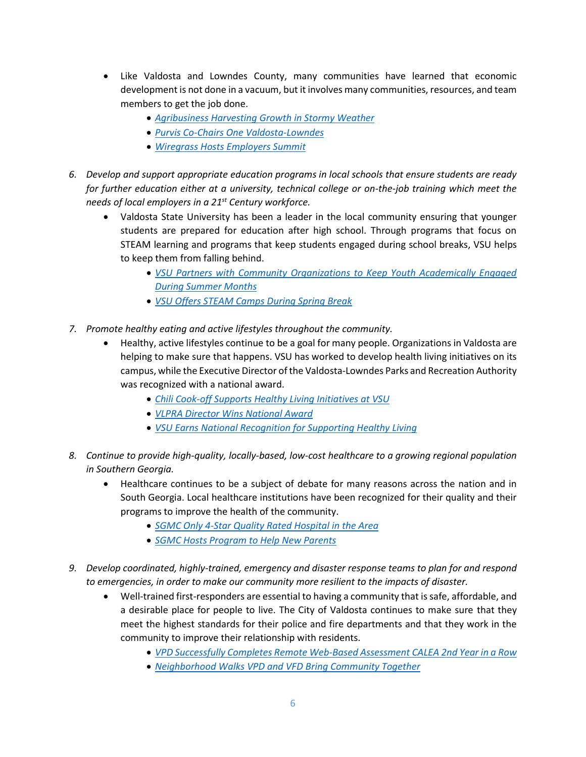- Like Valdosta and Lowndes County, many communities have learned that economic development is not done in a vacuum, but it involves many communities, resources, and team members to get the job done.
    - *Agribusiness Harvesting Growth in Stormy Weather*
    - *Purvis Co-Chairs One Valdosta-Lowndes*
    - *Wiregrass Hosts Employers Summit*

6. *Develop and support appropriate education programs in local schools that ensure students are ready for further education either at a university, technical college or on-the-job training which meet the needs of local employers in a 21st Century workforce.*
    - Valdosta State University has been a leader in the local community ensuring that younger students are prepared for education after high school. Through programs that focus on STEAM learning and programs that keep students engaged during school breaks, VSU helps to keep them from falling behind.
        - *VSU Partners with Community Organizations to Keep Youth Academically Engaged During Summer Months*
        - *VSU Offers STEAM Camps During Spring Break*

7. *Promote healthy eating and active lifestyles throughout the community.*
    - Healthy, active lifestyles continue to be a goal for many people. Organizations in Valdosta are helping to make sure that happens. VSU has worked to develop health living initiatives on its campus, while the Executive Director of the Valdosta-Lowndes Parks and Recreation Authority was recognized with a national award.
        - *Chili Cook-off Supports Healthy Living Initiatives at VSU*
        - *VLPRA Director Wins National Award*
        - *VSU Earns National Recognition for Supporting Healthy Living*

8. *Continue to provide high-quality, locally-based, low-cost healthcare to a growing regional population in Southern Georgia.*
    - Healthcare continues to be a subject of debate for many reasons across the nation and in South Georgia. Local healthcare institutions have been recognized for their quality and their programs to improve the health of the community.
        - *SGMC Only 4-Star Quality Rated Hospital in the Area*
        - *SGMC Hosts Program to Help New Parents*

9. *Develop coordinated, highly-trained, emergency and disaster response teams to plan for and respond to emergencies, in order to make our community more resilient to the impacts of disaster.*
    - Well-trained first-responders are essential to having a community that is safe, affordable, and a desirable place for people to live. The City of Valdosta continues to make sure that they meet the highest standards for their police and fire departments and that they work in the community to improve their relationship with residents.
        - *VPD Successfully Completes Remote Web-Based Assessment CALEA 2nd Year in a Row*
        - *Neighborhood Walks VPD and VFD Bring Community Together*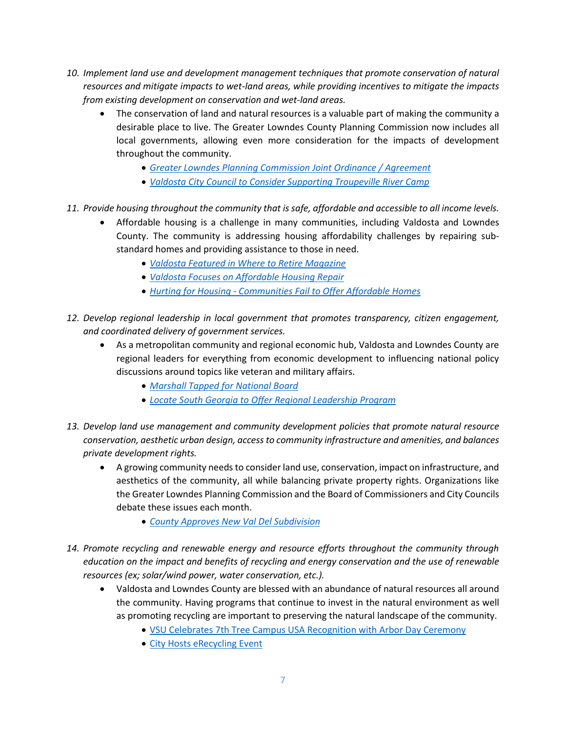10. *Implement land use and development management techniques that promote conservation of natural resources and mitigate impacts to wet-land areas, while providing incentives to mitigate the impacts from existing development on conservation and wet-land areas.*
    - The conservation of land and natural resources is a valuable part of making the community a desirable place to live. The Greater Lowndes County Planning Commission now includes all local governments, allowing even more consideration for the impacts of development throughout the community.
        - *Greater Lowndes Planning Commission Joint Ordinance / Agreement*
        - *Valdosta City Council to Consider Supporting Troupeville River Camp*

11. *Provide housing throughout the community that is safe, affordable and accessible to all income levels.*
    - Affordable housing is a challenge in many communities, including Valdosta and Lowndes County. The community is addressing housing affordability challenges by repairing sub-standard homes and providing assistance to those in need.
        - *Valdosta Featured in Where to Retire Magazine*
        - *Valdosta Focuses on Affordable Housing Repair*
        - *Hurting for Housing - Communities Fail to Offer Affordable Homes*

12. *Develop regional leadership in local government that promotes transparency, citizen engagement, and coordinated delivery of government services.*
    - As a metropolitan community and regional economic hub, Valdosta and Lowndes County are regional leaders for everything from economic development to influencing national policy discussions around topics like veteran and military affairs.
        - *Marshall Tapped for National Board*
        - *Locate South Georgia to Offer Regional Leadership Program*

13. *Develop land use management and community development policies that promote natural resource conservation, aesthetic urban design, access to community infrastructure and amenities, and balances private development rights.*
    - A growing community needs to consider land use, conservation, impact on infrastructure, and aesthetics of the community, all while balancing private property rights. Organizations like the Greater Lowndes Planning Commission and the Board of Commissioners and City Councils debate these issues each month.
        - *County Approves New Val Del Subdivision*

14. *Promote recycling and renewable energy and resource efforts throughout the community through education on the impact and benefits of recycling and energy conservation and the use of renewable resources (ex; solar/wind power, water conservation, etc.).*
    - Valdosta and Lowndes County are blessed with an abundance of natural resources all around the community. Having programs that continue to invest in the natural environment as well as promoting recycling are important to preserving the natural landscape of the community.
        - VSU Celebrates 7th Tree Campus USA Recognition with Arbor Day Ceremony
        - City Hosts eRecycling Event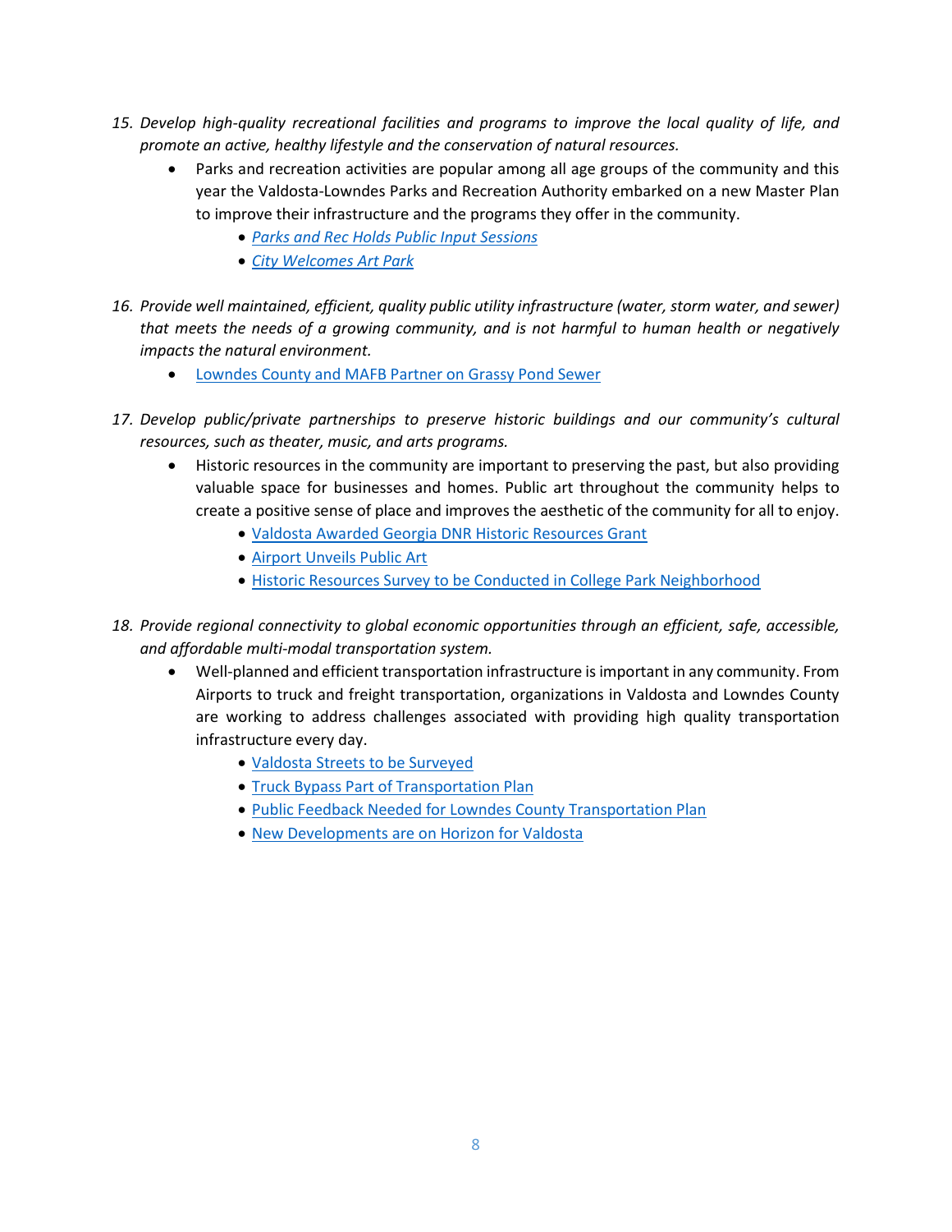15. *Develop high-quality recreational facilities and programs to improve the local quality of life, and promote an active, healthy lifestyle and the conservation of natural resources.*
    - Parks and recreation activities are popular among all age groups of the community and this year the Valdosta-Lowndes Parks and Recreation Authority embarked on a new Master Plan to improve their infrastructure and the programs they offer in the community.
        - *Parks and Rec Holds Public Input Sessions*
        - *City Welcomes Art Park*

16. *Provide well maintained, efficient, quality public utility infrastructure (water, storm water, and sewer) that meets the needs of a growing community, and is not harmful to human health or negatively impacts the natural environment.*
    - Lowndes County and MAFB Partner on Grassy Pond Sewer

17. *Develop public/private partnerships to preserve historic buildings and our community's cultural resources, such as theater, music, and arts programs.*
    - Historic resources in the community are important to preserving the past, but also providing valuable space for businesses and homes. Public art throughout the community helps to create a positive sense of place and improves the aesthetic of the community for all to enjoy.
        - Valdosta Awarded Georgia DNR Historic Resources Grant
        - Airport Unveils Public Art
        - Historic Resources Survey to be Conducted in College Park Neighborhood

18. *Provide regional connectivity to global economic opportunities through an efficient, safe, accessible, and affordable multi-modal transportation system.*
    - Well-planned and efficient transportation infrastructure is important in any community. From Airports to truck and freight transportation, organizations in Valdosta and Lowndes County are working to address challenges associated with providing high quality transportation infrastructure every day.
        - Valdosta Streets to be Surveyed
        - Truck Bypass Part of Transportation Plan
        - Public Feedback Needed for Lowndes County Transportation Plan
        - New Developments are on Horizon for Valdosta